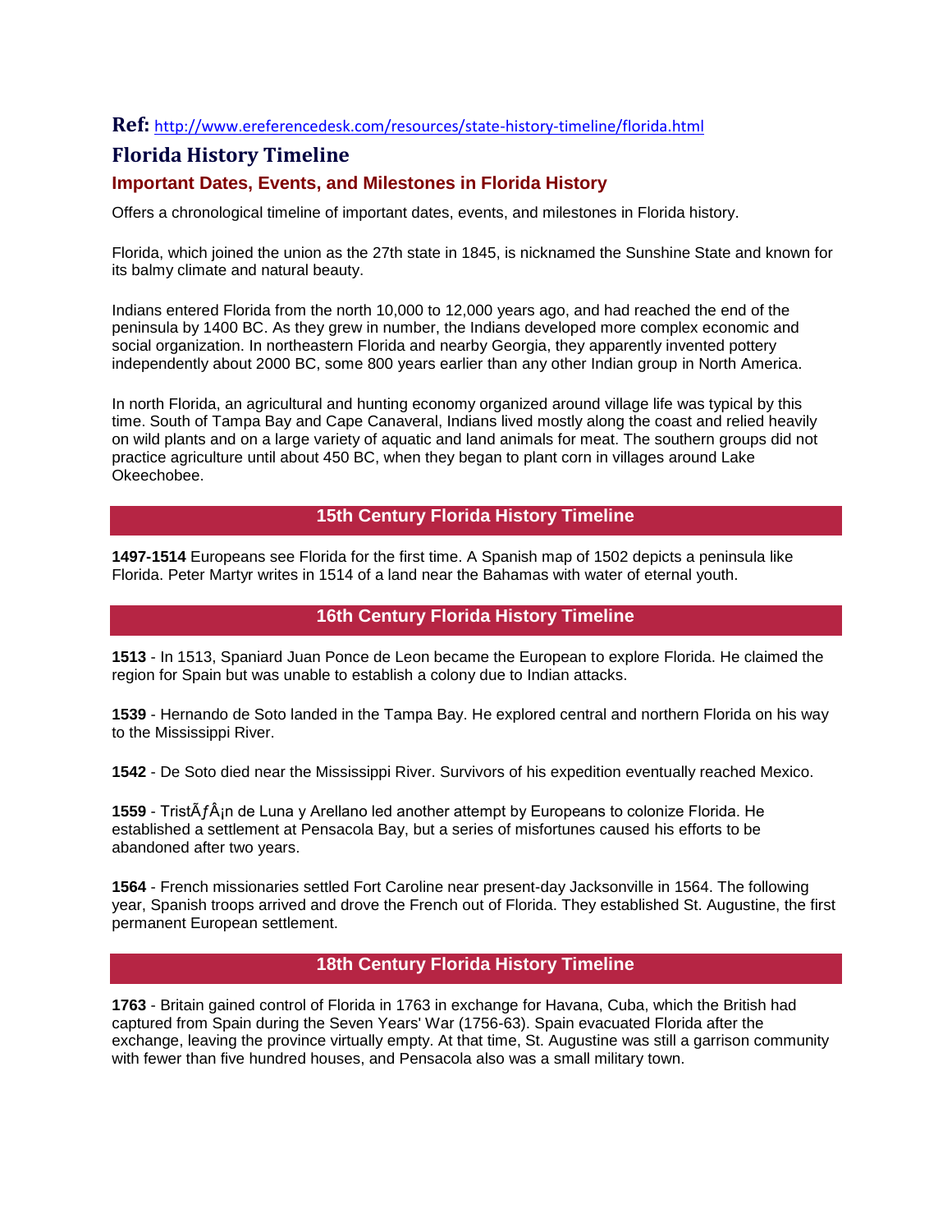**Ref:** http://www.ereferencedesk.com/resources/state-history-timeline/florida.html

# Florida History Timeline

## Important Dates, Events, and Milestones in Florida History

Offers a chronological timeline of important dates, events, and milestones in Florida history.

Florida, which joined the union as the 27th state in 1845, is nicknamed the Sunshine State and known for its balmy climate and natural beauty.

Indians entered Florida from the north 10,000 to 12,000 years ago, and had reached the end of the peninsula by 1400 BC. As they grew in number, the Indians developed more complex economic and social organization. In northeastern Florida and nearby Georgia, they apparently invented pottery independently about 2000 BC, some 800 years earlier than any other Indian group in North America.

In north Florida, an agricultural and hunting economy organized around village life was typical by this time. South of Tampa Bay and Cape Canaveral, Indians lived mostly along the coast and relied heavily on wild plants and on a large variety of aquatic and land animals for meat. The southern groups did not practice agriculture until about 450 BC, when they began to plant corn in villages around Lake Okeechobee.

### 15th Century Florida History Timeline

**1497-1514** Europeans see Florida for the first time. A Spanish map of 1502 depicts a peninsula like Florida. Peter Martyr writes in 1514 of a land near the Bahamas with water of eternal youth.

### 16th Century Florida History Timeline

**1513** - In 1513, Spaniard Juan Ponce de Leon became the European to explore Florida. He claimed the region for Spain but was unable to establish a colony due to Indian attacks.

**1539** - Hernando de Soto landed in the Tampa Bay. He explored central and northern Florida on his way to the Mississippi River.

**1542** - De Soto died near the Mississippi River. Survivors of his expedition eventually reached Mexico.

**1559** - TristÃƒÂ¡n de Luna y Arellano led another attempt by Europeans to colonize Florida. He established a settlement at Pensacola Bay, but a series of misfortunes caused his efforts to be abandoned after two years.

**1564** - French missionaries settled Fort Caroline near present-day Jacksonville in 1564. The following year, Spanish troops arrived and drove the French out of Florida. They established St. Augustine, the first permanent European settlement.

### 18th Century Florida History Timeline

**1763** - Britain gained control of Florida in 1763 in exchange for Havana, Cuba, which the British had captured from Spain during the Seven Years' War (1756-63). Spain evacuated Florida after the exchange, leaving the province virtually empty. At that time, St. Augustine was still a garrison community with fewer than five hundred houses, and Pensacola also was a small military town.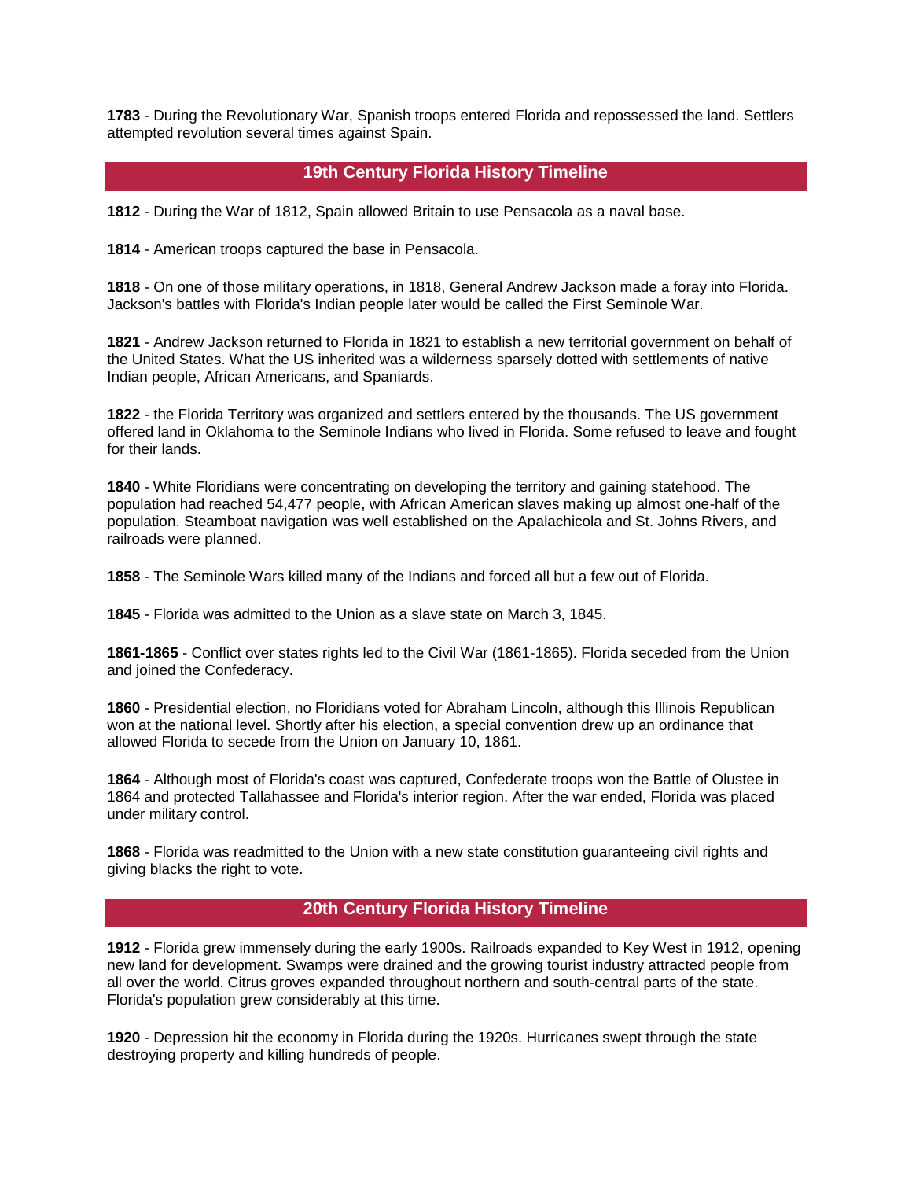**1783** - During the Revolutionary War, Spanish troops entered Florida and repossessed the land. Settlers attempted revolution several times against Spain.

## 19th Century Florida History Timeline

**1812** - During the War of 1812, Spain allowed Britain to use Pensacola as a naval base.

**1814** - American troops captured the base in Pensacola.

**1818** - On one of those military operations, in 1818, General Andrew Jackson made a foray into Florida. Jackson's battles with Florida's Indian people later would be called the First Seminole War.

**1821** - Andrew Jackson returned to Florida in 1821 to establish a new territorial government on behalf of the United States. What the US inherited was a wilderness sparsely dotted with settlements of native Indian people, African Americans, and Spaniards.

**1822** - the Florida Territory was organized and settlers entered by the thousands. The US government offered land in Oklahoma to the Seminole Indians who lived in Florida. Some refused to leave and fought for their lands.

**1840** - White Floridians were concentrating on developing the territory and gaining statehood. The population had reached 54,477 people, with African American slaves making up almost one-half of the population. Steamboat navigation was well established on the Apalachicola and St. Johns Rivers, and railroads were planned.

**1858** - The Seminole Wars killed many of the Indians and forced all but a few out of Florida.

**1845** - Florida was admitted to the Union as a slave state on March 3, 1845.

**1861-1865** - Conflict over states rights led to the Civil War (1861-1865). Florida seceded from the Union and joined the Confederacy.

**1860** - Presidential election, no Floridians voted for Abraham Lincoln, although this Illinois Republican won at the national level. Shortly after his election, a special convention drew up an ordinance that allowed Florida to secede from the Union on January 10, 1861.

**1864** - Although most of Florida's coast was captured, Confederate troops won the Battle of Olustee in 1864 and protected Tallahassee and Florida's interior region. After the war ended, Florida was placed under military control.

**1868** - Florida was readmitted to the Union with a new state constitution guaranteeing civil rights and giving blacks the right to vote.

## 20th Century Florida History Timeline

**1912** - Florida grew immensely during the early 1900s. Railroads expanded to Key West in 1912, opening new land for development. Swamps were drained and the growing tourist industry attracted people from all over the world. Citrus groves expanded throughout northern and south-central parts of the state. Florida's population grew considerably at this time.

**1920** - Depression hit the economy in Florida during the 1920s. Hurricanes swept through the state destroying property and killing hundreds of people.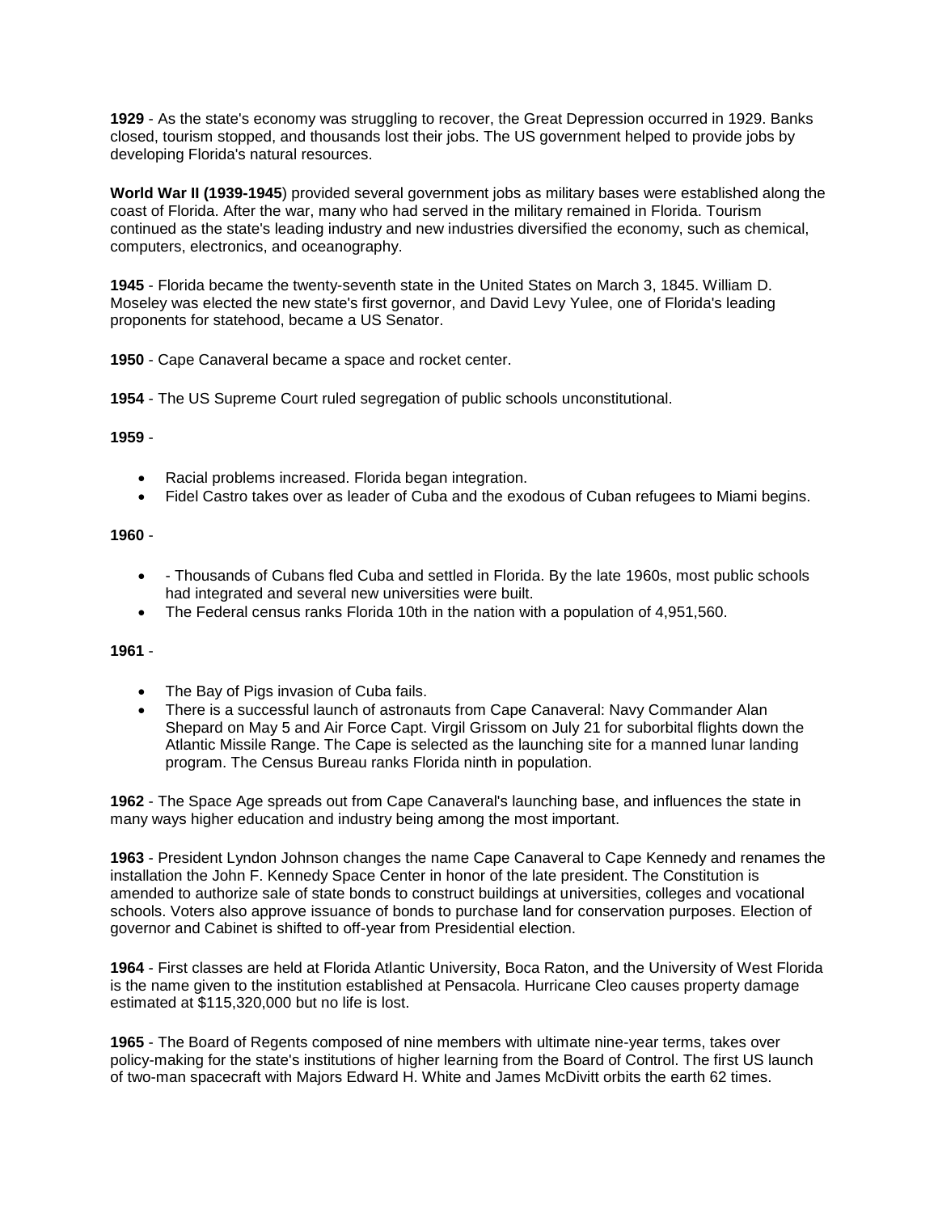**1929** - As the state's economy was struggling to recover, the Great Depression occurred in 1929. Banks closed, tourism stopped, and thousands lost their jobs. The US government helped to provide jobs by developing Florida's natural resources.

**World War II (1939-1945**) provided several government jobs as military bases were established along the coast of Florida. After the war, many who had served in the military remained in Florida. Tourism continued as the state's leading industry and new industries diversified the economy, such as chemical, computers, electronics, and oceanography.

**1945** - Florida became the twenty-seventh state in the United States on March 3, 1845. William D. Moseley was elected the new state's first governor, and David Levy Yulee, one of Florida's leading proponents for statehood, became a US Senator.

**1950** - Cape Canaveral became a space and rocket center.

**1954** - The US Supreme Court ruled segregation of public schools unconstitutional.

**1959** -

- Racial problems increased. Florida began integration.
- Fidel Castro takes over as leader of Cuba and the exodous of Cuban refugees to Miami begins.

**1960** -

- - Thousands of Cubans fled Cuba and settled in Florida. By the late 1960s, most public schools had integrated and several new universities were built.
- The Federal census ranks Florida 10th in the nation with a population of 4,951,560.

**1961** -

- The Bay of Pigs invasion of Cuba fails.
- There is a successful launch of astronauts from Cape Canaveral: Navy Commander Alan Shepard on May 5 and Air Force Capt. Virgil Grissom on July 21 for suborbital flights down the Atlantic Missile Range. The Cape is selected as the launching site for a manned lunar landing program. The Census Bureau ranks Florida ninth in population.

**1962** - The Space Age spreads out from Cape Canaveral's launching base, and influences the state in many ways higher education and industry being among the most important.

**1963** - President Lyndon Johnson changes the name Cape Canaveral to Cape Kennedy and renames the installation the John F. Kennedy Space Center in honor of the late president. The Constitution is amended to authorize sale of state bonds to construct buildings at universities, colleges and vocational schools. Voters also approve issuance of bonds to purchase land for conservation purposes. Election of governor and Cabinet is shifted to off-year from Presidential election.

**1964** - First classes are held at Florida Atlantic University, Boca Raton, and the University of West Florida is the name given to the institution established at Pensacola. Hurricane Cleo causes property damage estimated at $115,320,000 but no life is lost.

**1965** - The Board of Regents composed of nine members with ultimate nine-year terms, takes over policy-making for the state's institutions of higher learning from the Board of Control. The first US launch of two-man spacecraft with Majors Edward H. White and James McDivitt orbits the earth 62 times.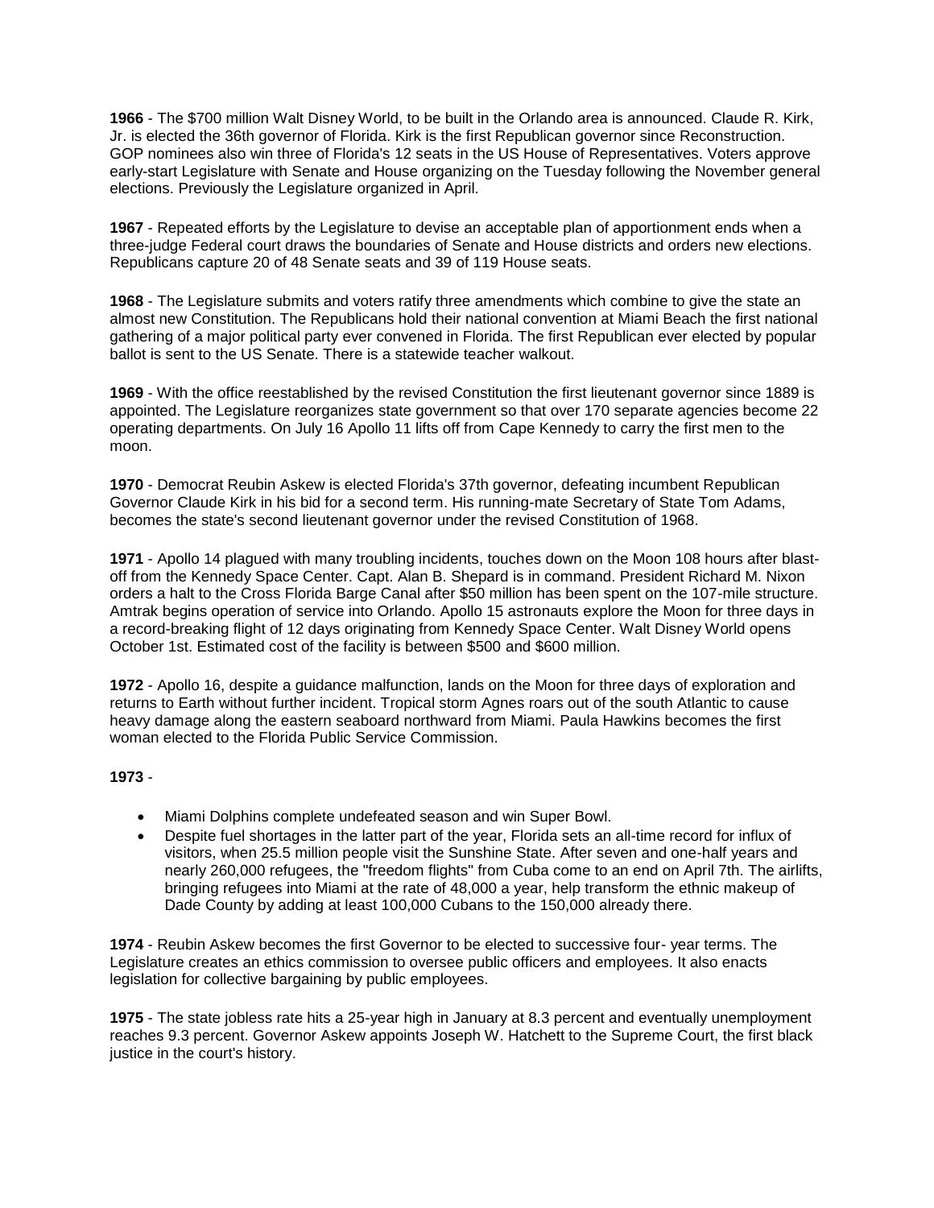**1966** - The $700 million Walt Disney World, to be built in the Orlando area is announced. Claude R. Kirk, Jr. is elected the 36th governor of Florida. Kirk is the first Republican governor since Reconstruction. GOP nominees also win three of Florida's 12 seats in the US House of Representatives. Voters approve early-start Legislature with Senate and House organizing on the Tuesday following the November general elections. Previously the Legislature organized in April.

**1967** - Repeated efforts by the Legislature to devise an acceptable plan of apportionment ends when a three-judge Federal court draws the boundaries of Senate and House districts and orders new elections. Republicans capture 20 of 48 Senate seats and 39 of 119 House seats.

**1968** - The Legislature submits and voters ratify three amendments which combine to give the state an almost new Constitution. The Republicans hold their national convention at Miami Beach the first national gathering of a major political party ever convened in Florida. The first Republican ever elected by popular ballot is sent to the US Senate. There is a statewide teacher walkout.

**1969** - With the office reestablished by the revised Constitution the first lieutenant governor since 1889 is appointed. The Legislature reorganizes state government so that over 170 separate agencies become 22 operating departments. On July 16 Apollo 11 lifts off from Cape Kennedy to carry the first men to the moon.

**1970** - Democrat Reubin Askew is elected Florida's 37th governor, defeating incumbent Republican Governor Claude Kirk in his bid for a second term. His running-mate Secretary of State Tom Adams, becomes the state's second lieutenant governor under the revised Constitution of 1968.

**1971** - Apollo 14 plagued with many troubling incidents, touches down on the Moon 108 hours after blast-off from the Kennedy Space Center. Capt. Alan B. Shepard is in command. President Richard M. Nixon orders a halt to the Cross Florida Barge Canal after $50 million has been spent on the 107-mile structure. Amtrak begins operation of service into Orlando. Apollo 15 astronauts explore the Moon for three days in a record-breaking flight of 12 days originating from Kennedy Space Center. Walt Disney World opens October 1st. Estimated cost of the facility is between $500 and $600 million.

**1972** - Apollo 16, despite a guidance malfunction, lands on the Moon for three days of exploration and returns to Earth without further incident. Tropical storm Agnes roars out of the south Atlantic to cause heavy damage along the eastern seaboard northward from Miami. Paula Hawkins becomes the first woman elected to the Florida Public Service Commission.

**1973** -

- Miami Dolphins complete undefeated season and win Super Bowl.
- Despite fuel shortages in the latter part of the year, Florida sets an all-time record for influx of visitors, when 25.5 million people visit the Sunshine State. After seven and one-half years and nearly 260,000 refugees, the "freedom flights" from Cuba come to an end on April 7th. The airlifts, bringing refugees into Miami at the rate of 48,000 a year, help transform the ethnic makeup of Dade County by adding at least 100,000 Cubans to the 150,000 already there.

**1974** - Reubin Askew becomes the first Governor to be elected to successive four- year terms. The Legislature creates an ethics commission to oversee public officers and employees. It also enacts legislation for collective bargaining by public employees.

**1975** - The state jobless rate hits a 25-year high in January at 8.3 percent and eventually unemployment reaches 9.3 percent. Governor Askew appoints Joseph W. Hatchett to the Supreme Court, the first black justice in the court's history.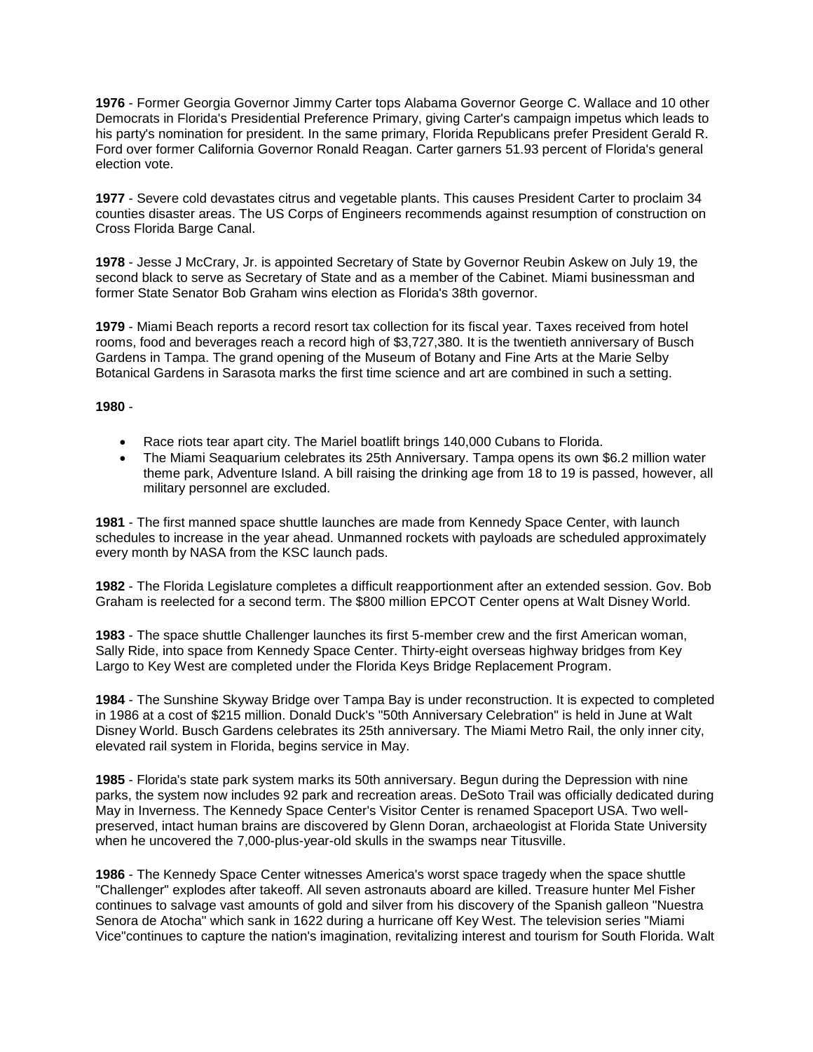**1976** - Former Georgia Governor Jimmy Carter tops Alabama Governor George C. Wallace and 10 other Democrats in Florida's Presidential Preference Primary, giving Carter's campaign impetus which leads to his party's nomination for president. In the same primary, Florida Republicans prefer President Gerald R. Ford over former California Governor Ronald Reagan. Carter garners 51.93 percent of Florida's general election vote.

**1977** - Severe cold devastates citrus and vegetable plants. This causes President Carter to proclaim 34 counties disaster areas. The US Corps of Engineers recommends against resumption of construction on Cross Florida Barge Canal.

**1978** - Jesse J McCrary, Jr. is appointed Secretary of State by Governor Reubin Askew on July 19, the second black to serve as Secretary of State and as a member of the Cabinet. Miami businessman and former State Senator Bob Graham wins election as Florida's 38th governor.

**1979** - Miami Beach reports a record resort tax collection for its fiscal year. Taxes received from hotel rooms, food and beverages reach a record high of $3,727,380. It is the twentieth anniversary of Busch Gardens in Tampa. The grand opening of the Museum of Botany and Fine Arts at the Marie Selby Botanical Gardens in Sarasota marks the first time science and art are combined in such a setting.

**1980** -

- Race riots tear apart city. The Mariel boatlift brings 140,000 Cubans to Florida.
- The Miami Seaquarium celebrates its 25th Anniversary. Tampa opens its own $6.2 million water theme park, Adventure Island. A bill raising the drinking age from 18 to 19 is passed, however, all military personnel are excluded.

**1981** - The first manned space shuttle launches are made from Kennedy Space Center, with launch schedules to increase in the year ahead. Unmanned rockets with payloads are scheduled approximately every month by NASA from the KSC launch pads.

**1982** - The Florida Legislature completes a difficult reapportionment after an extended session. Gov. Bob Graham is reelected for a second term. The $800 million EPCOT Center opens at Walt Disney World.

**1983** - The space shuttle Challenger launches its first 5-member crew and the first American woman, Sally Ride, into space from Kennedy Space Center. Thirty-eight overseas highway bridges from Key Largo to Key West are completed under the Florida Keys Bridge Replacement Program.

**1984** - The Sunshine Skyway Bridge over Tampa Bay is under reconstruction. It is expected to completed in 1986 at a cost of $215 million. Donald Duck's "50th Anniversary Celebration" is held in June at Walt Disney World. Busch Gardens celebrates its 25th anniversary. The Miami Metro Rail, the only inner city, elevated rail system in Florida, begins service in May.

**1985** - Florida's state park system marks its 50th anniversary. Begun during the Depression with nine parks, the system now includes 92 park and recreation areas. DeSoto Trail was officially dedicated during May in Inverness. The Kennedy Space Center's Visitor Center is renamed Spaceport USA. Two well-preserved, intact human brains are discovered by Glenn Doran, archaeologist at Florida State University when he uncovered the 7,000-plus-year-old skulls in the swamps near Titusville.

**1986** - The Kennedy Space Center witnesses America's worst space tragedy when the space shuttle "Challenger" explodes after takeoff. All seven astronauts aboard are killed. Treasure hunter Mel Fisher continues to salvage vast amounts of gold and silver from his discovery of the Spanish galleon "Nuestra Senora de Atocha" which sank in 1622 during a hurricane off Key West. The television series "Miami Vice"continues to capture the nation's imagination, revitalizing interest and tourism for South Florida. Walt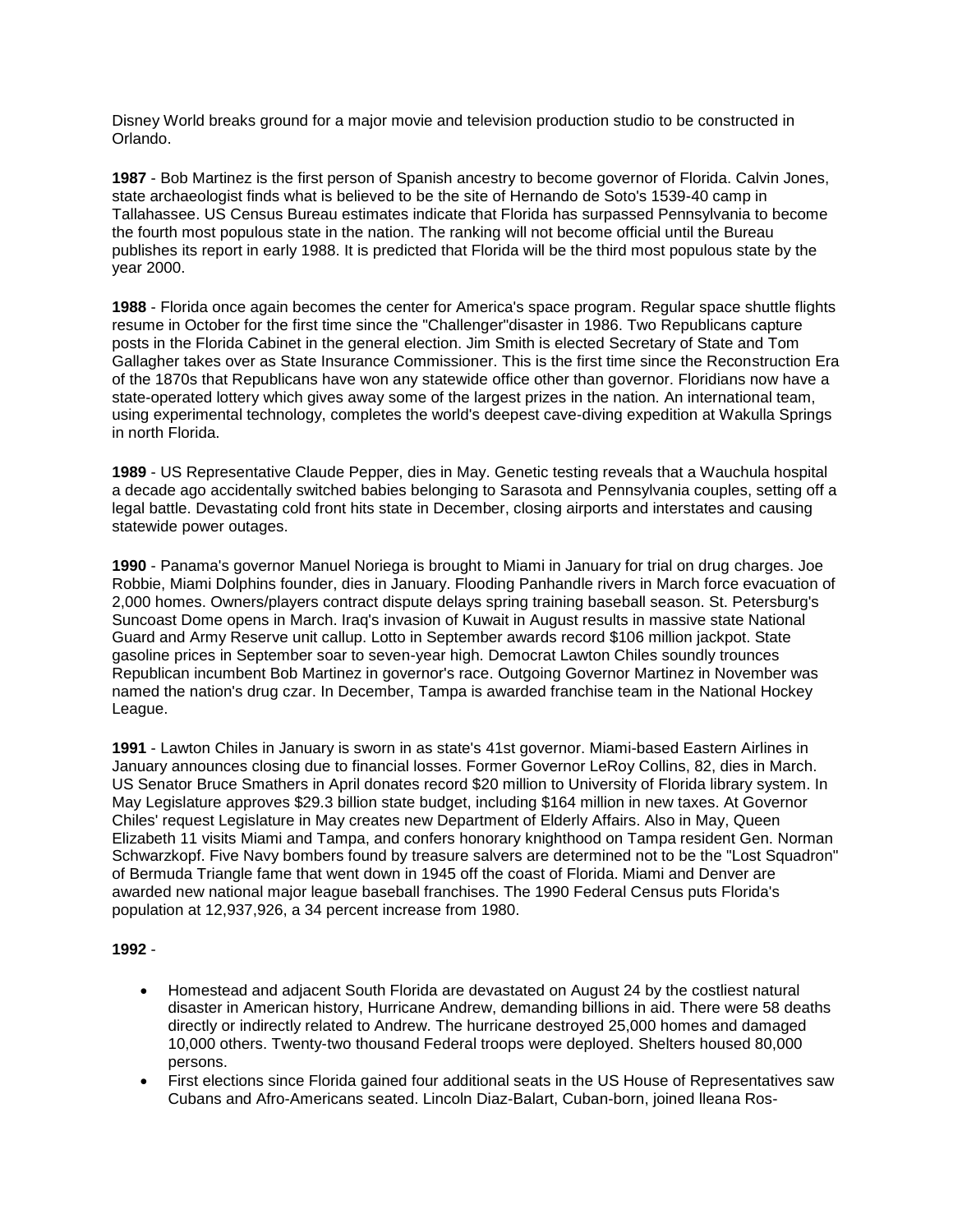Disney World breaks ground for a major movie and television production studio to be constructed in Orlando.

**1987** - Bob Martinez is the first person of Spanish ancestry to become governor of Florida. Calvin Jones, state archaeologist finds what is believed to be the site of Hernando de Soto's 1539-40 camp in Tallahassee. US Census Bureau estimates indicate that Florida has surpassed Pennsylvania to become the fourth most populous state in the nation. The ranking will not become official until the Bureau publishes its report in early 1988. It is predicted that Florida will be the third most populous state by the year 2000.

**1988** - Florida once again becomes the center for America's space program. Regular space shuttle flights resume in October for the first time since the "Challenger"disaster in 1986. Two Republicans capture posts in the Florida Cabinet in the general election. Jim Smith is elected Secretary of State and Tom Gallagher takes over as State Insurance Commissioner. This is the first time since the Reconstruction Era of the 1870s that Republicans have won any statewide office other than governor. Floridians now have a state-operated lottery which gives away some of the largest prizes in the nation. An international team, using experimental technology, completes the world's deepest cave-diving expedition at Wakulla Springs in north Florida.

**1989** - US Representative Claude Pepper, dies in May. Genetic testing reveals that a Wauchula hospital a decade ago accidentally switched babies belonging to Sarasota and Pennsylvania couples, setting off a legal battle. Devastating cold front hits state in December, closing airports and interstates and causing statewide power outages.

**1990** - Panama's governor Manuel Noriega is brought to Miami in January for trial on drug charges. Joe Robbie, Miami Dolphins founder, dies in January. Flooding Panhandle rivers in March force evacuation of 2,000 homes. Owners/players contract dispute delays spring training baseball season. St. Petersburg's Suncoast Dome opens in March. Iraq's invasion of Kuwait in August results in massive state National Guard and Army Reserve unit callup. Lotto in September awards record $106 million jackpot. State gasoline prices in September soar to seven-year high. Democrat Lawton Chiles soundly trounces Republican incumbent Bob Martinez in governor's race. Outgoing Governor Martinez in November was named the nation's drug czar. In December, Tampa is awarded franchise team in the National Hockey League.

**1991** - Lawton Chiles in January is sworn in as state's 41st governor. Miami-based Eastern Airlines in January announces closing due to financial losses. Former Governor LeRoy Collins, 82, dies in March. US Senator Bruce Smathers in April donates record $20 million to University of Florida library system. In May Legislature approves $29.3 billion state budget, including $164 million in new taxes. At Governor Chiles' request Legislature in May creates new Department of Elderly Affairs. Also in May, Queen Elizabeth 11 visits Miami and Tampa, and confers honorary knighthood on Tampa resident Gen. Norman Schwarzkopf. Five Navy bombers found by treasure salvers are determined not to be the "Lost Squadron" of Bermuda Triangle fame that went down in 1945 off the coast of Florida. Miami and Denver are awarded new national major league baseball franchises. The 1990 Federal Census puts Florida's population at 12,937,926, a 34 percent increase from 1980.

**1992** -

- Homestead and adjacent South Florida are devastated on August 24 by the costliest natural disaster in American history, Hurricane Andrew, demanding billions in aid. There were 58 deaths directly or indirectly related to Andrew. The hurricane destroyed 25,000 homes and damaged 10,000 others. Twenty-two thousand Federal troops were deployed. Shelters housed 80,000 persons.
- First elections since Florida gained four additional seats in the US House of Representatives saw Cubans and Afro-Americans seated. Lincoln Diaz-Balart, Cuban-born, joined lleana Ros-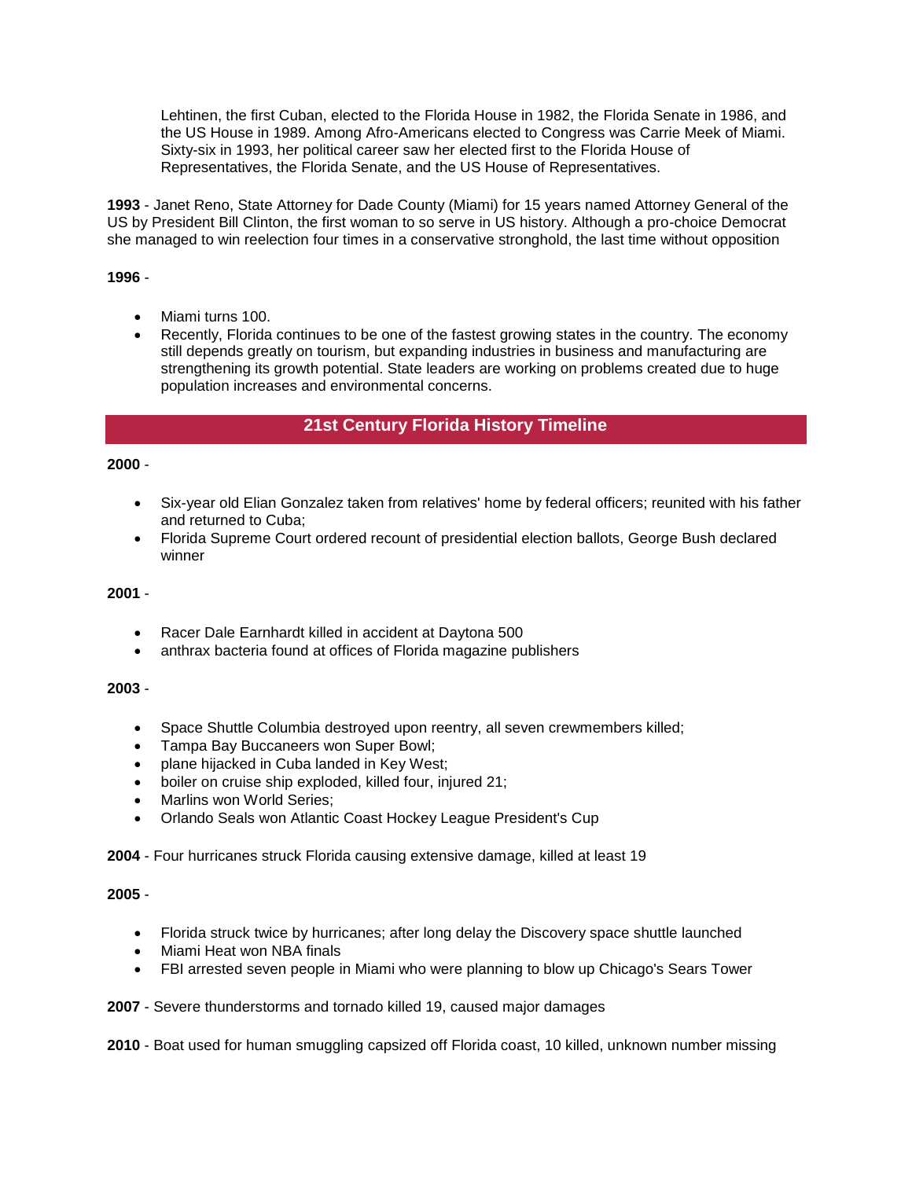Lehtinen, the first Cuban, elected to the Florida House in 1982, the Florida Senate in 1986, and the US House in 1989. Among Afro-Americans elected to Congress was Carrie Meek of Miami. Sixty-six in 1993, her political career saw her elected first to the Florida House of Representatives, the Florida Senate, and the US House of Representatives.

**1993** - Janet Reno, State Attorney for Dade County (Miami) for 15 years named Attorney General of the US by President Bill Clinton, the first woman to so serve in US history. Although a pro-choice Democrat she managed to win reelection four times in a conservative stronghold, the last time without opposition

**1996** -

- Miami turns 100.
- Recently, Florida continues to be one of the fastest growing states in the country. The economy still depends greatly on tourism, but expanding industries in business and manufacturing are strengthening its growth potential. State leaders are working on problems created due to huge population increases and environmental concerns.

## 21st Century Florida History Timeline

**2000** -

- Six-year old Elian Gonzalez taken from relatives' home by federal officers; reunited with his father and returned to Cuba;
- Florida Supreme Court ordered recount of presidential election ballots, George Bush declared winner

**2001** -

- Racer Dale Earnhardt killed in accident at Daytona 500
- anthrax bacteria found at offices of Florida magazine publishers

**2003** -

- Space Shuttle Columbia destroyed upon reentry, all seven crewmembers killed;
- Tampa Bay Buccaneers won Super Bowl;
- plane hijacked in Cuba landed in Key West;
- boiler on cruise ship exploded, killed four, injured 21;
- Marlins won World Series;
- Orlando Seals won Atlantic Coast Hockey League President's Cup

**2004** - Four hurricanes struck Florida causing extensive damage, killed at least 19

**2005** -

- Florida struck twice by hurricanes; after long delay the Discovery space shuttle launched
- Miami Heat won NBA finals
- FBI arrested seven people in Miami who were planning to blow up Chicago's Sears Tower

**2007** - Severe thunderstorms and tornado killed 19, caused major damages

**2010** - Boat used for human smuggling capsized off Florida coast, 10 killed, unknown number missing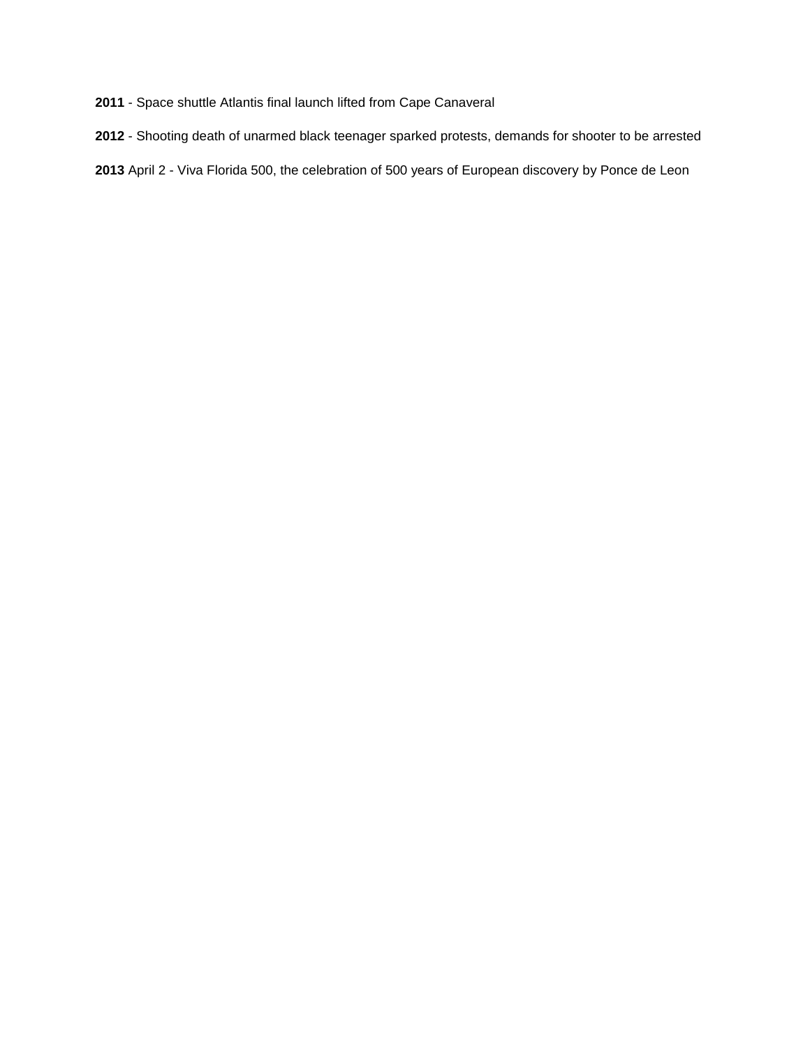**2011** - Space shuttle Atlantis final launch lifted from Cape Canaveral

**2012** - Shooting death of unarmed black teenager sparked protests, demands for shooter to be arrested

**2013** April 2 - Viva Florida 500, the celebration of 500 years of European discovery by Ponce de Leon